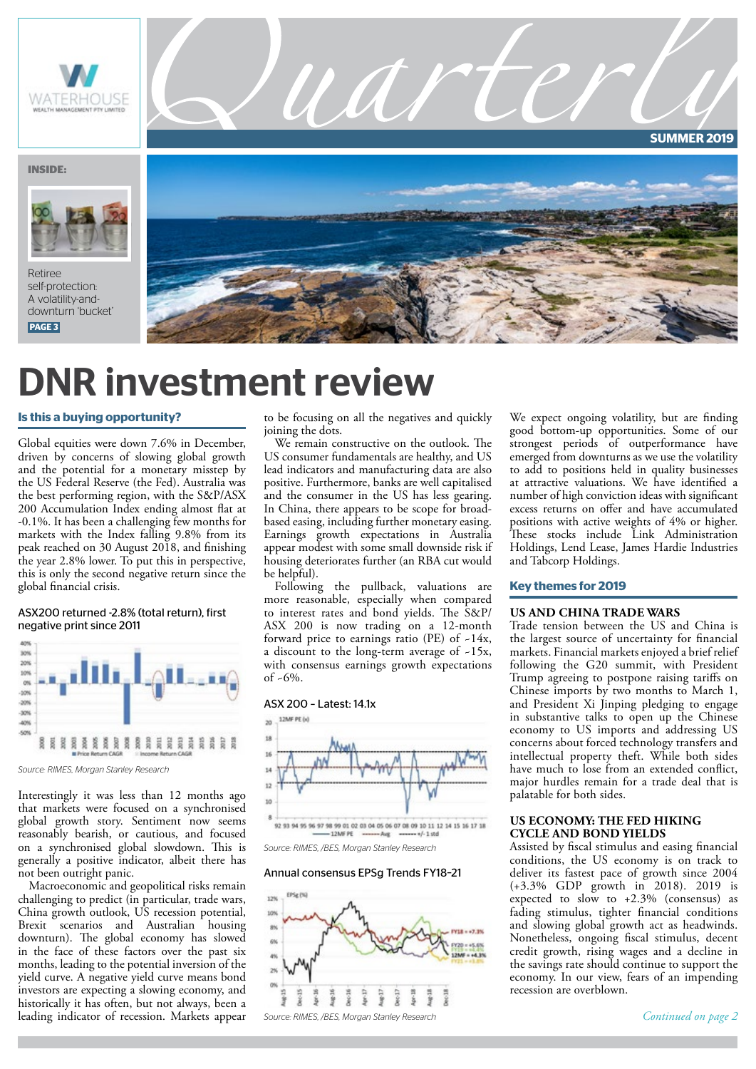# Quarterly

**SUMMER 2019**

**INSIDE:**

Retiree self-protection: A volatility-and-downturn 'bucket'
**PAGE 3**

# DNR investment review

## Is this a buying opportunity?

Global equities were down 7.6% in December, driven by concerns of slowing global growth and the potential for a monetary misstep by the US Federal Reserve (the Fed). Australia was the best performing region, with the S&P/ASX 200 Accumulation Index ending almost flat at -0.1%. It has been a challenging few months for markets with the Index falling 9.8% from its peak reached on 30 August 2018, and finishing the year 2.8% lower. To put this in perspective, this is only the second negative return since the global financial crisis.

ASX200 returned -2.8% (total return), first negative print since 2011

*Source: RIMES, Morgan Stanley Research*

Interestingly it was less than 12 months ago that markets were focused on a synchronised global growth story. Sentiment now seems reasonably bearish, or cautious, and focused on a synchronised global slowdown. This is generally a positive indicator, albeit there has not been outright panic.

Macroeconomic and geopolitical risks remain challenging to predict (in particular, trade wars, China growth outlook, US recession potential, Brexit scenarios and Australian housing downturn). The global economy has slowed in the face of these factors over the past six months, leading to the potential inversion of the yield curve. A negative yield curve means bond investors are expecting a slowing economy, and historically it has often, but not always, been a leading indicator of recession. Markets appear to be focusing on all the negatives and quickly joining the dots.

We remain constructive on the outlook. The US consumer fundamentals are healthy, and US lead indicators and manufacturing data are also positive. Furthermore, banks are well capitalised and the consumer in the US has less gearing. In China, there appears to be scope for broad-based easing, including further monetary easing. Earnings growth expectations in Australia appear modest with some small downside risk if housing deteriorates further (an RBA cut would be helpful).

Following the pullback, valuations are more reasonable, especially when compared to interest rates and bond yields. The S&P/ASX 200 is now trading on a 12-month forward price to earnings ratio (PE) of ~14x, a discount to the long-term average of ~15x, with consensus earnings growth expectations of ~6%.

ASX 200 – Latest: 14.1x

*Source: RIMES, /BES, Morgan Stanley Research*

Annual consensus EPSg Trends FY18-21

*Source: RIMES, /BES, Morgan Stanley Research*

We expect ongoing volatility, but are finding good bottom-up opportunities. Some of our strongest periods of outperformance have emerged from downturns as we use the volatility to add to positions held in quality businesses at attractive valuations. We have identified a number of high conviction ideas with significant excess returns on offer and have accumulated positions with active weights of 4% or higher. These stocks include Link Administration Holdings, Lend Lease, James Hardie Industries and Tabcorp Holdings.

## Key themes for 2019

### US AND CHINA TRADE WARS

Trade tension between the US and China is the largest source of uncertainty for financial markets. Financial markets enjoyed a brief relief following the G20 summit, with President Trump agreeing to postpone raising tariffs on Chinese imports by two months to March 1, and President Xi Jinping pledging to engage in substantive talks to open up the Chinese economy to US imports and addressing US concerns about forced technology transfers and intellectual property theft. While both sides have much to lose from an extended conflict, major hurdles remain for a trade deal that is palatable for both sides.

### US ECONOMY: THE FED HIKING CYCLE AND BOND YIELDS

Assisted by fiscal stimulus and easing financial conditions, the US economy is on track to deliver its fastest pace of growth since 2004 (+3.3% GDP growth in 2018). 2019 is expected to slow to +2.3% (consensus) as fading stimulus, tighter financial conditions and slowing global growth act as headwinds. Nonetheless, ongoing fiscal stimulus, decent credit growth, rising wages and a decline in the savings rate should continue to support the economy. In our view, fears of an impending recession are overblown.

*Continued on page 2*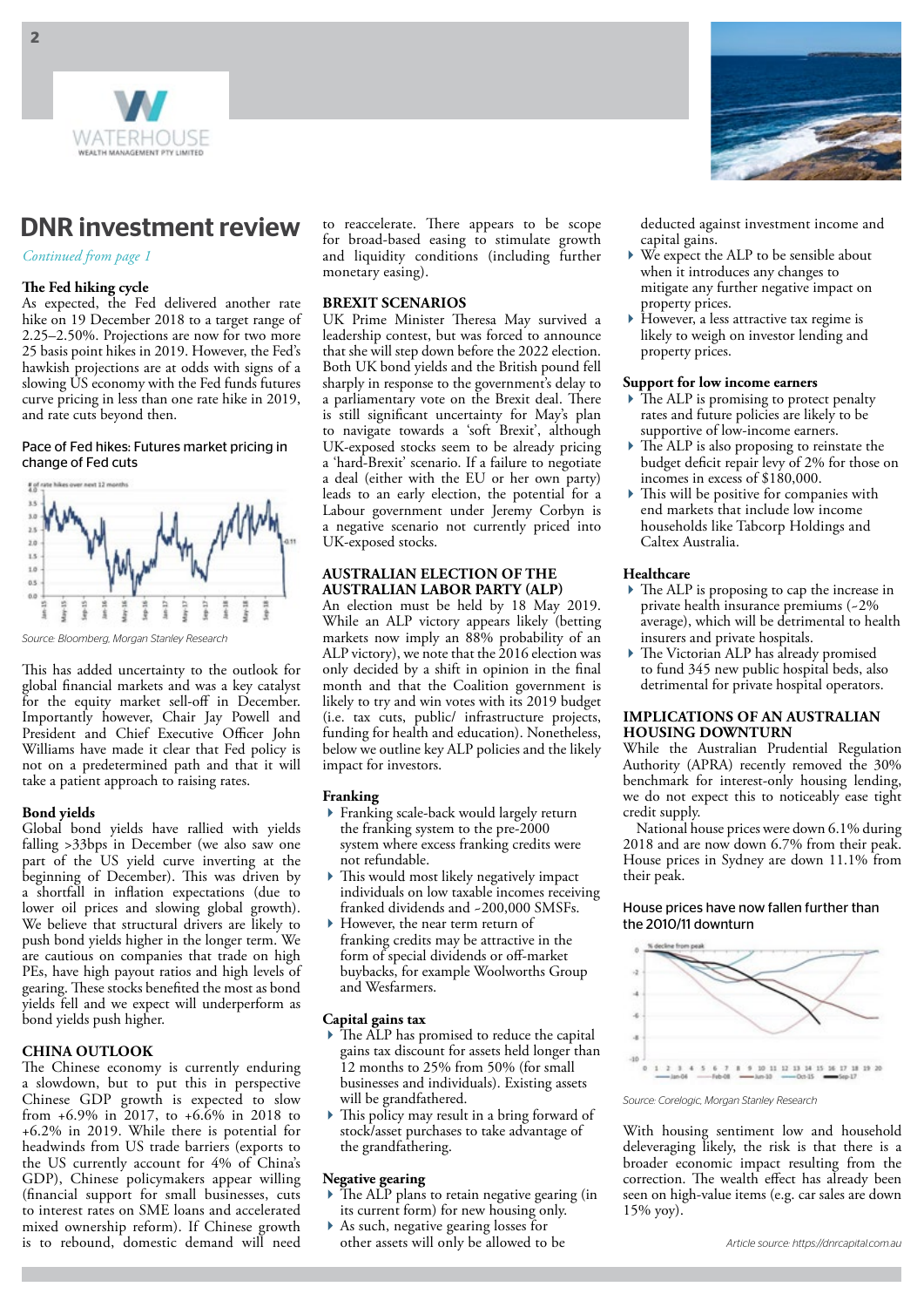# DNR investment review

*Continued from page 1*

### The Fed hiking cycle

As expected, the Fed delivered another rate hike on 19 December 2018 to a target range of 2.25–2.50%. Projections are now for two more 25 basis point hikes in 2019. However, the Fed's hawkish projections are at odds with signs of a slowing US economy with the Fed funds futures curve pricing in less than one rate hike in 2019, and rate cuts beyond then.

Pace of Fed hikes: Futures market pricing in change of Fed cuts

Source: Bloomberg, Morgan Stanley Research

This has added uncertainty to the outlook for global financial markets and was a key catalyst for the equity market sell-off in December. Importantly however, Chair Jay Powell and President and Chief Executive Officer John Williams have made it clear that Fed policy is not on a predetermined path and that it will take a patient approach to raising rates.

### Bond yields

Global bond yields have rallied with yields falling >33bps in December (we also saw one part of the US yield curve inverting at the beginning of December). This was driven by a shortfall in inflation expectations (due to lower oil prices and slowing global growth). We believe that structural drivers are likely to push bond yields higher in the longer term. We are cautious on companies that trade on high PEs, have high payout ratios and high levels of gearing. These stocks benefited the most as bond yields fell and we expect will underperform as bond yields push higher.

## CHINA OUTLOOK

The Chinese economy is currently enduring a slowdown, but to put this in perspective Chinese GDP growth is expected to slow from +6.9% in 2017, to +6.6% in 2018 to +6.2% in 2019. While there is potential for headwinds from US trade barriers (exports to the US currently account for 4% of China's GDP), Chinese policymakers appear willing (financial support for small businesses, cuts to interest rates on SME loans and accelerated mixed ownership reform). If Chinese growth is to rebound, domestic demand will need to reaccelerate. There appears to be scope for broad-based easing to stimulate growth and liquidity conditions (including further monetary easing).

## BREXIT SCENARIOS

UK Prime Minister Theresa May survived a leadership contest, but was forced to announce that she will step down before the 2022 election. Both UK bond yields and the British pound fell sharply in response to the government's delay to a parliamentary vote on the Brexit deal. There is still significant uncertainty for May's plan to navigate towards a 'soft Brexit', although UK-exposed stocks seem to be already pricing a 'hard-Brexit' scenario. If a failure to negotiate a deal (either with the EU or her own party) leads to an early election, the potential for a Labour government under Jeremy Corbyn is a negative scenario not currently priced into UK-exposed stocks.

## AUSTRALIAN ELECTION OF THE AUSTRALIAN LABOR PARTY (ALP)

An election must be held by 18 May 2019. While an ALP victory appears likely (betting markets now imply an 88% probability of an ALP victory), we note that the 2016 election was only decided by a shift in opinion in the final month and that the Coalition government is likely to try and win votes with its 2019 budget (i.e. tax cuts, public/ infrastructure projects, funding for health and education). Nonetheless, below we outline key ALP policies and the likely impact for investors.

### Franking

- Franking scale-back would largely return the franking system to the pre-2000 system where excess franking credits were not refundable.
- This would most likely negatively impact individuals on low taxable incomes receiving franked dividends and ~200,000 SMSFs.
- However, the near term return of franking credits may be attractive in the form of special dividends or off-market buybacks, for example Woolworths Group and Wesfarmers.

### Capital gains tax

- The ALP has promised to reduce the capital gains tax discount for assets held longer than 12 months to 25% from 50% (for small businesses and individuals). Existing assets will be grandfathered.
- This policy may result in a bring forward of stock/asset purchases to take advantage of the grandfathering.

### Negative gearing

- The ALP plans to retain negative gearing (in its current form) for new housing only.
- As such, negative gearing losses for other assets will only be allowed to be deducted against investment income and capital gains.
- We expect the ALP to be sensible about when it introduces any changes to mitigate any further negative impact on property prices.
- However, a less attractive tax regime is likely to weigh on investor lending and property prices.

### Support for low income earners

- The ALP is promising to protect penalty rates and future policies are likely to be supportive of low-income earners.
- The ALP is also proposing to reinstate the budget deficit repair levy of 2% for those on incomes in excess of $180,000.
- This will be positive for companies with end markets that include low income households like Tabcorp Holdings and Caltex Australia.

### Healthcare

- The ALP is proposing to cap the increase in private health insurance premiums (~2% average), which will be detrimental to health insurers and private hospitals.
- The Victorian ALP has already promised to fund 345 new public hospital beds, also detrimental for private hospital operators.

## IMPLICATIONS OF AN AUSTRALIAN HOUSING DOWNTURN

While the Australian Prudential Regulation Authority (APRA) recently removed the 30% benchmark for interest-only housing lending, we do not expect this to noticeably ease tight credit supply.

National house prices were down 6.1% during 2018 and are now down 6.7% from their peak. House prices in Sydney are down 11.1% from their peak.

House prices have now fallen further than the 2010/11 downturn

Source: Corelogic, Morgan Stanley Research

With housing sentiment low and household deleveraging likely, the risk is that there is a broader economic impact resulting from the correction. The wealth effect has already been seen on high-value items (e.g. car sales are down 15% yoy).

Article source: https://dnrcapital.com.au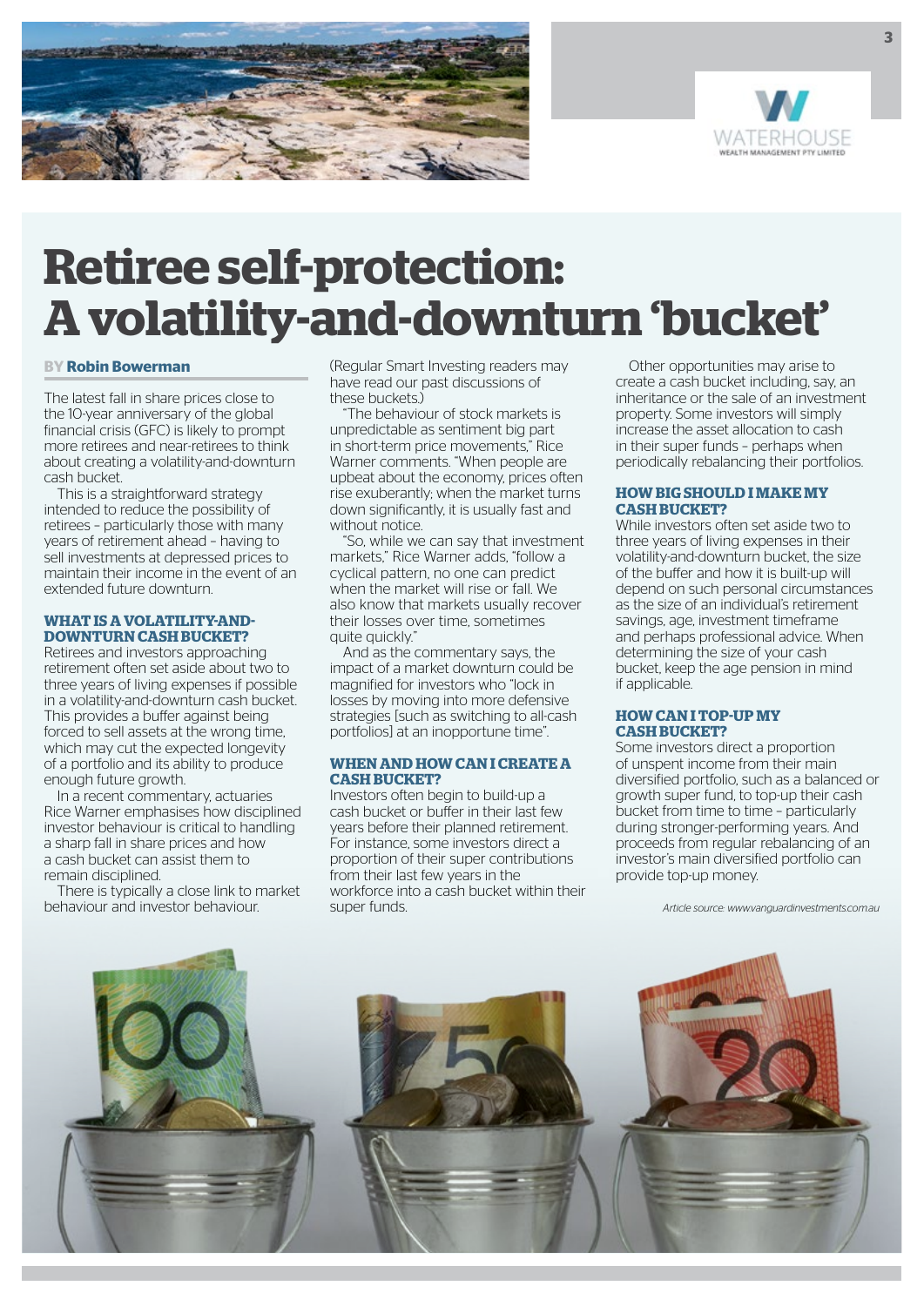# Retiree self-protection: A volatility-and-downturn 'bucket'

BY **Robin Bowerman**

The latest fall in share prices close to the 10-year anniversary of the global financial crisis (GFC) is likely to prompt more retirees and near-retirees to think about creating a volatility-and-downturn cash bucket.

This is a straightforward strategy intended to reduce the possibility of retirees – particularly those with many years of retirement ahead – having to sell investments at depressed prices to maintain their income in the event of an extended future downturn.

### WHAT IS A VOLATILITY-AND-DOWNTURN CASH BUCKET?

Retirees and investors approaching retirement often set aside about two to three years of living expenses if possible in a volatility-and-downturn cash bucket. This provides a buffer against being forced to sell assets at the wrong time, which may cut the expected longevity of a portfolio and its ability to produce enough future growth.

In a recent commentary, actuaries Rice Warner emphasises how disciplined investor behaviour is critical to handling a sharp fall in share prices and how a cash bucket can assist them to remain disciplined.

There is typically a close link to market behaviour and investor behaviour.

(Regular Smart Investing readers may have read our past discussions of these buckets.)

"The behaviour of stock markets is unpredictable as sentiment big part in short-term price movements," Rice Warner comments. "When people are upbeat about the economy, prices often rise exuberantly; when the market turns down significantly, it is usually fast and without notice.

"So, while we can say that investment markets," Rice Warner adds, "follow a cyclical pattern, no one can predict when the market will rise or fall. We also know that markets usually recover their losses over time, sometimes quite quickly."

And as the commentary says, the impact of a market downturn could be magnified for investors who "lock in losses by moving into more defensive strategies [such as switching to all-cash portfolios] at an inopportune time".

### WHEN AND HOW CAN I CREATE A CASH BUCKET?

Investors often begin to build-up a cash bucket or buffer in their last few years before their planned retirement. For instance, some investors direct a proportion of their super contributions from their last few years in the workforce into a cash bucket within their super funds.

Other opportunities may arise to create a cash bucket including, say, an inheritance or the sale of an investment property. Some investors will simply increase the asset allocation to cash in their super funds – perhaps when periodically rebalancing their portfolios.

### HOW BIG SHOULD I MAKE MY CASH BUCKET?

While investors often set aside two to three years of living expenses in their volatility-and-downturn bucket, the size of the buffer and how it is built-up will depend on such personal circumstances as the size of an individual's retirement savings, age, investment timeframe and perhaps professional advice. When determining the size of your cash bucket, keep the age pension in mind if applicable.

### HOW CAN I TOP-UP MY CASH BUCKET?

Some investors direct a proportion of unspent income from their main diversified portfolio, such as a balanced or growth super fund, to top-up their cash bucket from time to time – particularly during stronger-performing years. And proceeds from regular rebalancing of an investor's main diversified portfolio can provide top-up money.

*Article source: www.vanguardinvestments.com.au*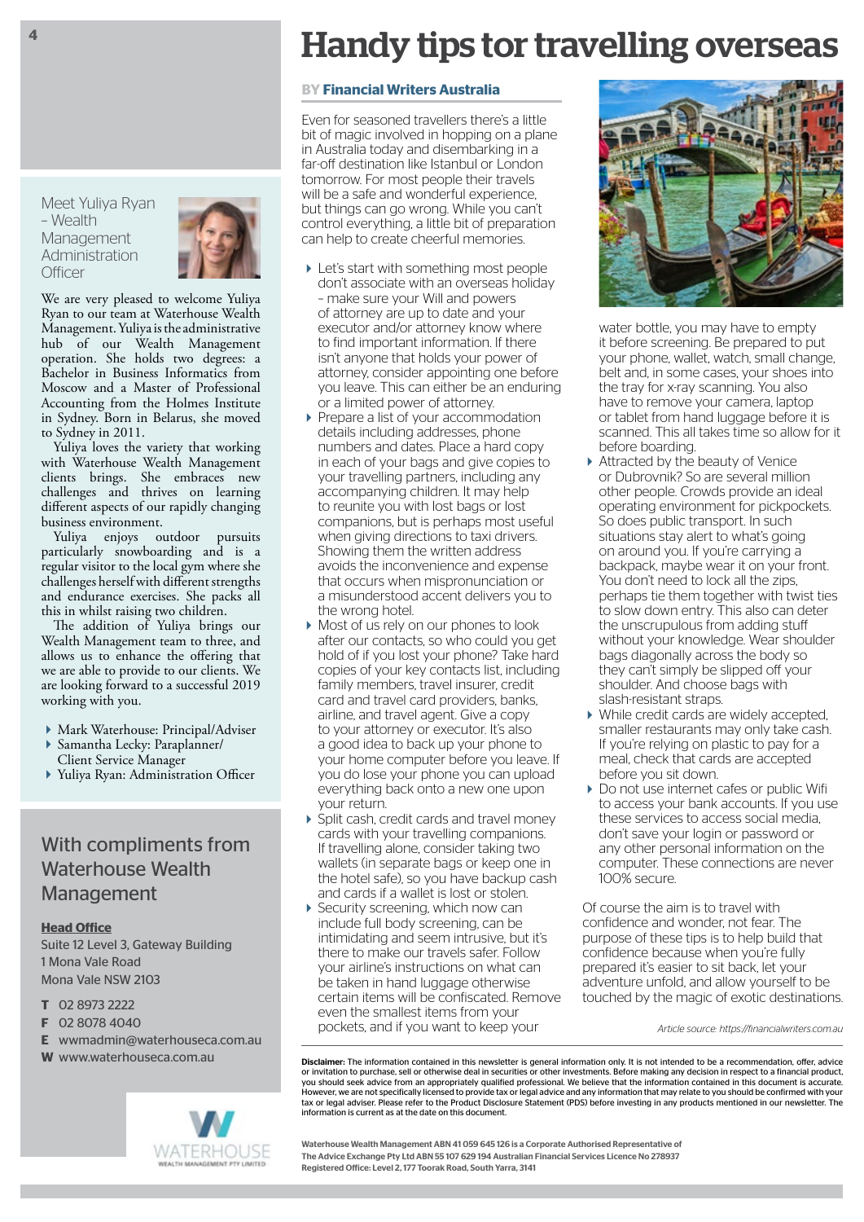# Handy tips for travelling overseas

**BY Financial Writers Australia**

Even for seasoned travellers there's a little bit of magic involved in hopping on a plane in Australia today and disembarking in a far-off destination like Istanbul or London tomorrow. For most people their travels will be a safe and wonderful experience, but things can go wrong. While you can't control everything, a little bit of preparation can help to create cheerful memories.

- Let's start with something most people don't associate with an overseas holiday – make sure your Will and powers of attorney are up to date and your executor and/or attorney know where to find important information. If there isn't anyone that holds your power of attorney, consider appointing one before you leave. This can either be an enduring or a limited power of attorney.
- Prepare a list of your accommodation details including addresses, phone numbers and dates. Place a hard copy in each of your bags and give copies to your travelling partners, including any accompanying children. It may help to reunite you with lost bags or lost companions, but is perhaps most useful when giving directions to taxi drivers. Showing them the written address avoids the inconvenience and expense that occurs when mispronunciation or a misunderstood accent delivers you to the wrong hotel.
- Most of us rely on our phones to look after our contacts, so who could you get hold of if you lost your phone? Take hard copies of your key contacts list, including family members, travel insurer, credit card and travel card providers, banks, airline, and travel agent. Give a copy to your attorney or executor. It's also a good idea to back up your phone to your home computer before you leave. If you do lose your phone you can upload everything back onto a new one upon your return.
- Split cash, credit cards and travel money cards with your travelling companions. If travelling alone, consider taking two wallets (in separate bags or keep one in the hotel safe), so you have backup cash and cards if a wallet is lost or stolen.
- Security screening, which now can include full body screening, can be intimidating and seem intrusive, but it's there to make our travels safer. Follow your airline's instructions on what can be taken in hand luggage otherwise certain items will be confiscated. Remove even the smallest items from your pockets, and if you want to keep your water bottle, you may have to empty it before screening. Be prepared to put your phone, wallet, watch, small change, belt and, in some cases, your shoes into the tray for x-ray scanning. You also have to remove your camera, laptop or tablet from hand luggage before it is scanned. This all takes time so allow for it before boarding.
- Attracted by the beauty of Venice or Dubrovnik? So are several million other people. Crowds provide an ideal operating environment for pickpockets. So does public transport. In such situations stay alert to what's going on around you. If you're carrying a backpack, maybe wear it on your front. You don't need to lock all the zips, perhaps tie them together with twist ties to slow down entry. This also can deter the unscrupulous from adding stuff without your knowledge. Wear shoulder bags diagonally across the body so they can't simply be slipped off your shoulder. And choose bags with slash-resistant straps.
- While credit cards are widely accepted, smaller restaurants may only take cash. If you're relying on plastic to pay for a meal, check that cards are accepted before you sit down.
- Do not use internet cafes or public Wifi to access your bank accounts. If you use these services to access social media, don't save your login or password or any other personal information on the computer. These connections are never 100% secure.

Of course the aim is to travel with confidence and wonder, not fear. The purpose of these tips is to help build that confidence because when you're fully prepared it's easier to sit back, let your adventure unfold, and allow yourself to be touched by the magic of exotic destinations.

*Article source: https://financialwriters.com.au*

## Meet Yuliya Ryan – Wealth Management Administration Officer

We are very pleased to welcome Yuliya Ryan to our team at Waterhouse Wealth Management. Yuliya is the administrative hub of our Wealth Management operation. She holds two degrees: a Bachelor in Business Informatics from Moscow and a Master of Professional Accounting from the Holmes Institute in Sydney. Born in Belarus, she moved to Sydney in 2011.

Yuliya loves the variety that working with Waterhouse Wealth Management clients brings. She embraces new challenges and thrives on learning different aspects of our rapidly changing business environment.

Yuliya enjoys outdoor pursuits particularly snowboarding and is a regular visitor to the local gym where she challenges herself with different strengths and endurance exercises. She packs all this in whilst raising two children.

The addition of Yuliya brings our Wealth Management team to three, and allows us to enhance the offering that we are able to provide to our clients. We are looking forward to a successful 2019 working with you.

- Mark Waterhouse: Principal/Adviser
- Samantha Lecky: Paraplanner/ Client Service Manager
- Yuliya Ryan: Administration Officer

## With compliments from Waterhouse Wealth Management

**Head Office**
Suite 12 Level 3, Gateway Building
1 Mona Vale Road
Mona Vale NSW 2103

**T** 02 8973 2222
**F** 02 8078 4040
**E** wwmadmin@waterhouseca.com.au
**W** www.waterhouseca.com.au

WATERHOUSE
WEALTH MANAGEMENT PTY LIMITED

**Disclaimer:** The information contained in this newsletter is general information only. It is not intended to be a recommendation, offer, advice or invitation to purchase, sell or otherwise deal in securities or other investments. Before making any decision in respect to a financial product, you should seek advice from an appropriately qualified professional. We believe that the information contained in this document is accurate. However, we are not specifically licensed to provide tax or legal advice and any information that may relate to you should be confirmed with your tax or legal adviser. Please refer to the Product Disclosure Statement (PDS) before investing in any products mentioned in our newsletter. The information is current as at the date on this document.

**Waterhouse Wealth Management ABN 41 059 645 126 is a Corporate Authorised Representative of The Advice Exchange Pty Ltd ABN 55 107 629 194 Australian Financial Services Licence No 278937 Registered Office: Level 2, 177 Toorak Road, South Yarra, 3141**